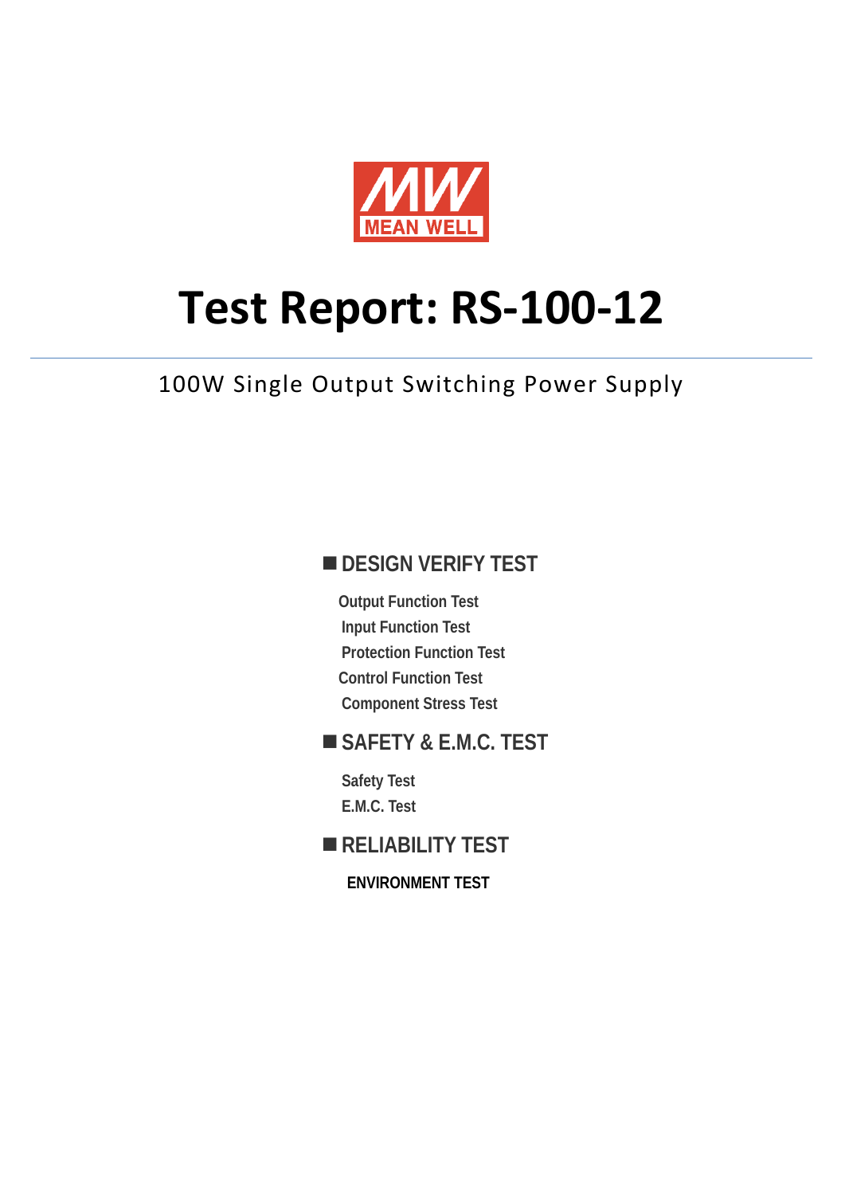MEAN WELL

# Test Report: RS-100-12

100W Single Output Switching Power Supply

## ■ DESIGN VERIFY TEST

- Output Function Test
- Input Function Test
- Protection Function Test
- Control Function Test
- Component Stress Test

## ■ SAFETY & E.M.C. TEST

- Safety Test
- E.M.C. Test

## ■ RELIABILITY TEST

**ENVIRONMENT TEST**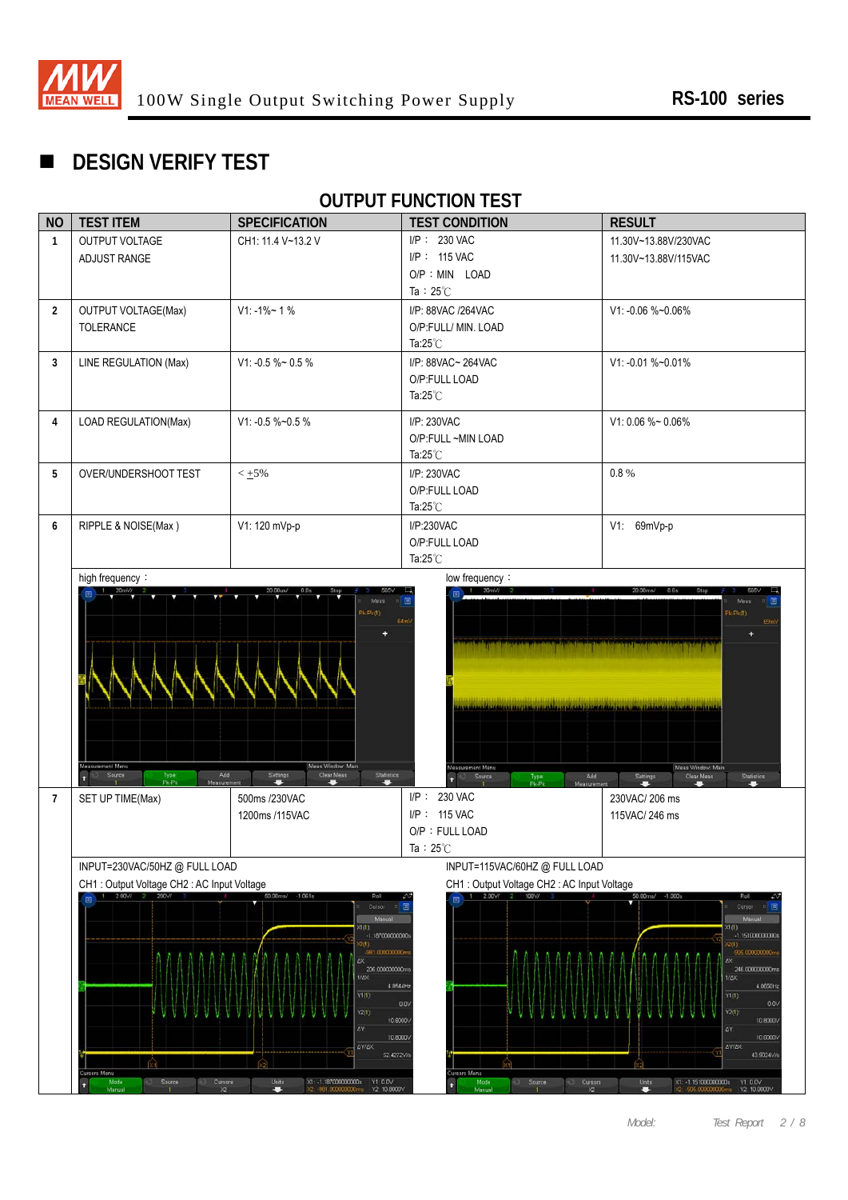## DESIGN VERIFY TEST

### OUTPUT FUNCTION TEST

| NO | TEST ITEM | SPECIFICATION | TEST CONDITION | RESULT |
|---|---|---|---|---|
| 1 | OUTPUT VOLTAGE ADJUST RANGE | CH1: 11.4 V~13.2 V | I/P ： 230 VAC<br>I/P ： 115 VAC<br>O/P ：MIN LOAD<br>Ta：25℃ | 11.30V~13.88V/230VAC<br>11.30V~13.88V/115VAC |
| 2 | OUTPUT VOLTAGE(Max) TOLERANCE | V1: -1%~ 1 % | I/P: 88VAC /264VAC<br>O/P:FULL/ MIN. LOAD<br>Ta:25℃ | V1: -0.06 %~0.06% |
| 3 | LINE REGULATION (Max) | V1: -0.5 %~ 0.5 % | I/P: 88VAC~ 264VAC<br>O/P:FULL LOAD<br>Ta:25℃ | V1: -0.01 %~0.01% |
| 4 | LOAD REGULATION(Max) | V1: -0.5 %~0.5 % | I/P: 230VAC<br>O/P:FULL ~MIN LOAD<br>Ta:25℃ | V1: 0.06 %~ 0.06% |
| 5 | OVER/UNDERSHOOT TEST | < ±5% | I/P: 230VAC<br>O/P:FULL LOAD<br>Ta:25℃ | 0.8 % |
| 6 | RIPPLE & NOISE(Max ) | V1: 120 mVp-p | I/P:230VAC<br>O/P:FULL LOAD<br>Ta:25℃ | V1: 69mVp-p |
| | high frequency： | | low frequency： | |
| 7 | SET UP TIME(Max) | 500ms /230VAC<br>1200ms /115VAC | I/P ： 230 VAC<br>I/P ： 115 VAC<br>O/P ：FULL LOAD<br>Ta：25℃ | 230VAC/ 206 ms<br>115VAC/ 246 ms |
| | INPUT=230VAC/50HZ @ FULL LOAD<br>CH1 : Output Voltage CH2 : AC Input Voltage | | INPUT=115VAC/60HZ @ FULL LOAD<br>CH1 : Output Voltage CH2 : AC Input Voltage | |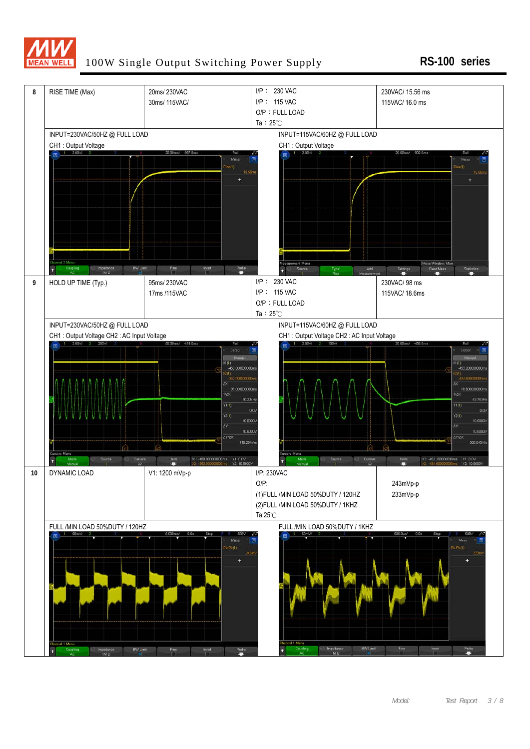# 100W Single Output Switching Power Supply

**RS-100 series**

| | | | | |
|---|---|---|---|---|
| 8 | RISE TIME (Max) | 20ms/ 230VAC<br>30ms/ 115VAC/ | I/P： 230 VAC<br>I/P： 115 VAC<br>O/P：FULL LOAD<br>Ta：25℃ | 230VAC/ 15.56 ms<br>115VAC/ 16.0 ms |
| | INPUT=230VAC/50HZ @ FULL LOAD<br>CH1 : Output Voltage | | INPUT=115VAC/60HZ @ FULL LOAD<br>CH1 : Output Voltage | |
| 9 | HOLD UP TIME (Typ.) | 95ms/ 230VAC<br>17ms /115VAC | I/P： 230 VAC<br>I/P： 115 VAC<br>O/P：FULL LOAD<br>Ta：25℃ | 230VAC/ 98 ms<br>115VAC/ 18.6ms |
| | INPUT=230VAC/50HZ @ FULL LOAD<br>CH1 : Output Voltage CH2 : AC Input Voltage | | INPUT=115VAC/60HZ @ FULL LOAD<br>CH1 : Output Voltage CH2 : AC Input Voltage | |
| 10 | DYNAMIC LOAD | V1: 1200 mVp-p | I/P: 230VAC<br>O/P:<br>(1)FULL /MIN LOAD 50%DUTY / 120HZ<br>(2)FULL /MIN LOAD 50%DUTY / 1KHZ<br>Ta:25℃ | 243mVp-p<br>233mVp-p |
| | FULL /MIN LOAD 50%DUTY / 120HZ | | FULL /MIN LOAD 50%DUTY / 1KHZ | |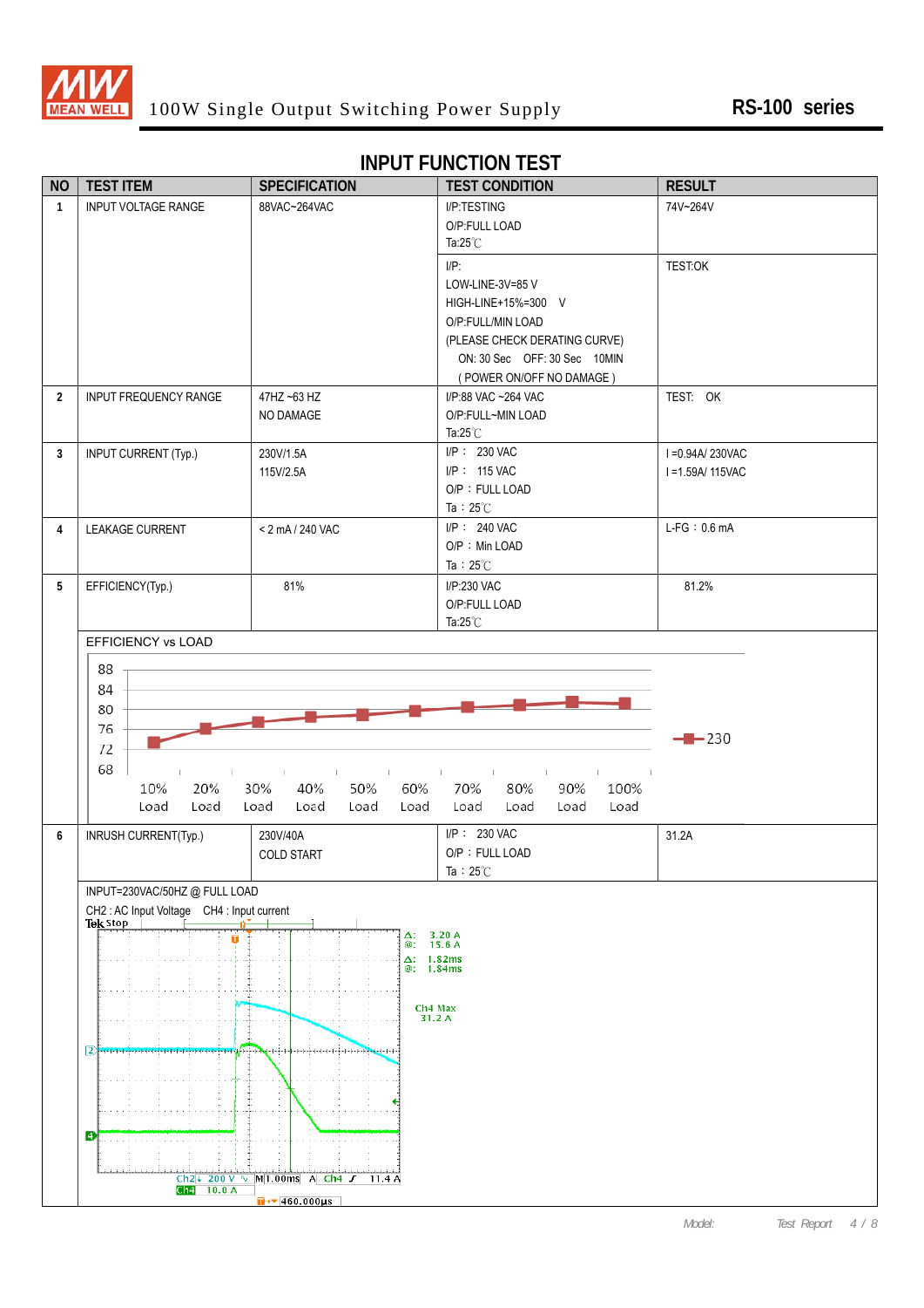# INPUT FUNCTION TEST

| NO | TEST ITEM | SPECIFICATION | TEST CONDITION | RESULT |
|---|---|---|---|---|
| 1 | INPUT VOLTAGE RANGE | 88VAC~264VAC | I/P:TESTING<br>O/P:FULL LOAD<br>Ta:25℃ | 74V~264V |
| | | | I/P:<br>LOW-LINE-3V=85 V<br>HIGH-LINE+15%=300 V<br>O/P:FULL/MIN LOAD<br>(PLEASE CHECK DERATING CURVE)<br>ON: 30 Sec OFF: 30 Sec 10MIN<br>( POWER ON/OFF NO DAMAGE ) | TEST:OK |
| 2 | INPUT FREQUENCY RANGE | 47HZ ~63 HZ<br>NO DAMAGE | I/P:88 VAC ~264 VAC<br>O/P:FULL~MIN LOAD<br>Ta:25℃ | TEST: OK |
| 3 | INPUT CURRENT (Typ.) | 230V/1.5A<br>115V/2.5A | I/P : 230 VAC<br>I/P : 115 VAC<br>O/P : FULL LOAD<br>Ta : 25℃ | I =0.94A/ 230VAC<br>I =1.59A/ 115VAC |
| 4 | LEAKAGE CURRENT | < 2 mA / 240 VAC | I/P : 240 VAC<br>O/P : Min LOAD<br>Ta : 25℃ | L-FG : 0.6 mA |
| 5 | EFFICIENCY(Typ.) | 81% | I/P:230 VAC<br>O/P:FULL LOAD<br>Ta:25℃ | 81.2% |
| 6 | INRUSH CURRENT(Typ.) | 230V/40A<br>COLD START | I/P : 230 VAC<br>O/P : FULL LOAD<br>Ta : 25℃ | 31.2A |

EFFICIENCY vs LOAD

(Chart: efficiency (%) vs load at 230 VAC; Y axis 68–88; X axis 10% Load to 100% Load; legend: 230)

INPUT=230VAC/50HZ @ FULL LOAD

CH2 : AC Input Voltage CH4 : Input current

(Oscilloscope capture: Δ: 3.20 A, @: 15.6 A; Δ: 1.82ms, @: 1.84ms; Ch4 Max 31.2 A; Ch2 200 V, Ch4 10.0 A, M 1.00ms, A Ch4 11.4 A, 460.000µs)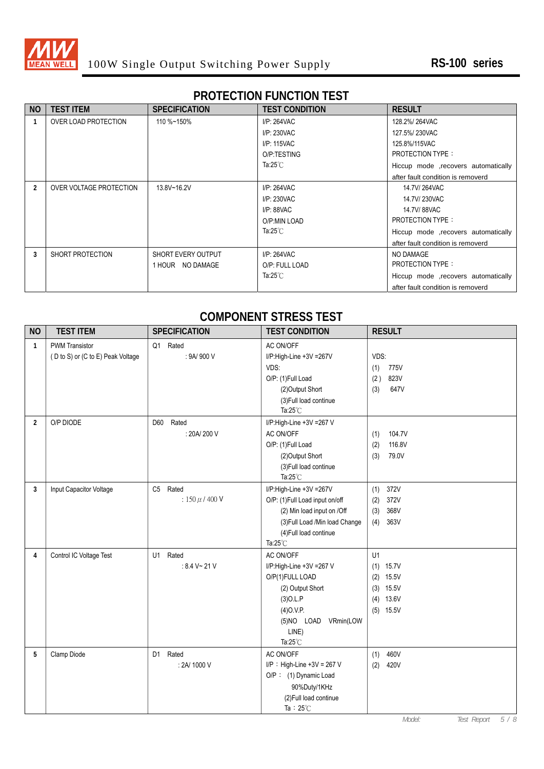# PROTECTION FUNCTION TEST

| NO | TEST ITEM | SPECIFICATION | TEST CONDITION | RESULT |
|---|---|---|---|---|
| 1 | OVER LOAD PROTECTION | 110 %~150% | I/P: 264VAC<br>I/P: 230VAC<br>I/P: 115VAC<br>O/P:TESTING<br>Ta:25℃ | 128.2%/ 264VAC<br>127.5%/ 230VAC<br>125.8%/115VAC<br>PROTECTION TYPE：<br>Hiccup mode ,recovers automatically after fault condition is removerd |
| 2 | OVER VOLTAGE PROTECTION | 13.8V~16.2V | I/P: 264VAC<br>I/P: 230VAC<br>I/P: 88VAC<br>O/P:MIN LOAD<br>Ta:25℃ | 14.7V/ 264VAC<br>14.7V/ 230VAC<br>14.7V/ 88VAC<br>PROTECTION TYPE：<br>Hiccup mode ,recovers automatically after fault condition is removerd |
| 3 | SHORT PROTECTION | SHORT EVERY OUTPUT<br>1 HOUR NO DAMAGE | I/P: 264VAC<br>O/P: FULL LOAD<br>Ta:25℃ | NO DAMAGE<br>PROTECTION TYPE：<br>Hiccup mode ,recovers automatically after fault condition is removerd |

# COMPONENT STRESS TEST

| NO | TEST ITEM | SPECIFICATION | TEST CONDITION | RESULT |
|---|---|---|---|---|
| 1 | PWM Transistor<br>( D to S) or (C to E) Peak Voltage | Q1 Rated<br>: 9A/ 900 V | AC ON/OFF<br>I/P:High-Line +3V =267V<br>VDS:<br>O/P: (1)Full Load<br>(2)Output Short<br>(3)Full load continue<br>Ta:25℃ | VDS:<br>(1) 775V<br>(2) 823V<br>(3) 647V |
| 2 | O/P DIODE | D60 Rated<br>: 20A/ 200 V | I/P:High-Line +3V =267 V<br>AC ON/OFF<br>O/P: (1)Full Load<br>(2)Output Short<br>(3)Full load continue<br>Ta:25℃ | (1) 104.7V<br>(2) 116.8V<br>(3) 79.0V |
| 3 | Input Capacitor Voltage | C5 Rated<br>: 150 μ / 400 V | I/P:High-Line +3V =267V<br>O/P: (1)Full Load input on/off<br>(2) Min load input on /Off<br>(3)Full Load /Min load Change<br>(4)Full load continue<br>Ta:25℃ | (1) 372V<br>(2) 372V<br>(3) 368V<br>(4) 363V |
| 4 | Control IC Voltage Test | U1 Rated<br>: 8.4 V~ 21 V | AC ON/OFF<br>I/P:High-Line +3V =267 V<br>O/P(1)FULL LOAD<br>(2) Output Short<br>(3)O.L.P<br>(4)O.V.P.<br>(5)NO LOAD VRmin(LOW LINE)<br>Ta:25℃ | U1<br>(1) 15.7V<br>(2) 15.5V<br>(3) 15.5V<br>(4) 13.6V<br>(5) 15.5V |
| 5 | Clamp Diode | D1 Rated<br>: 2A/ 1000 V | AC ON/OFF<br>I/P：High-Line +3V = 267 V<br>O/P： (1) Dynamic Load<br>90%Duty/1KHz<br>(2)Full load continue<br>Ta：25℃ | (1) 460V<br>(2) 420V |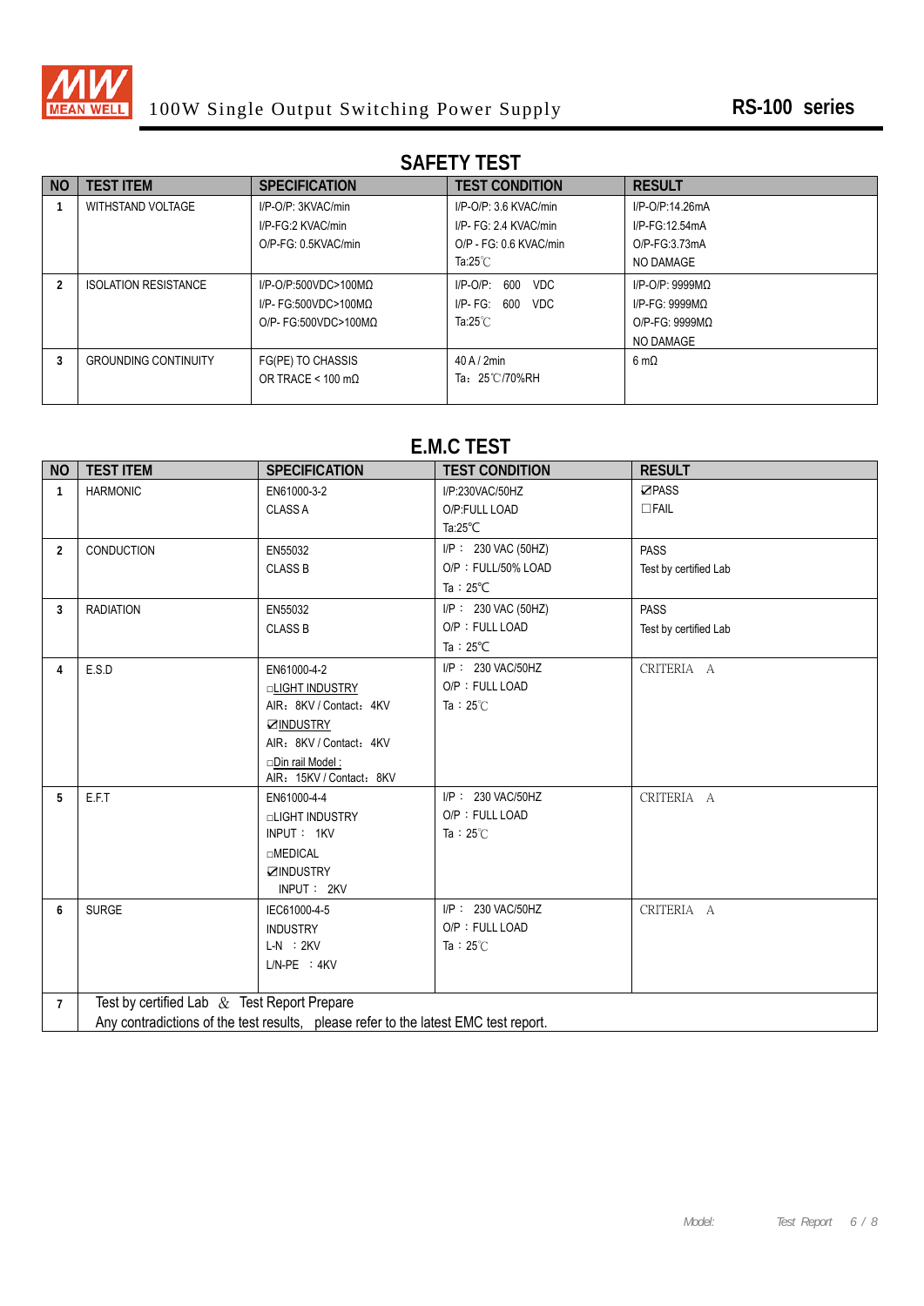## SAFETY TEST

| NO | TEST ITEM | SPECIFICATION | TEST CONDITION | RESULT |
|---|---|---|---|---|
| 1 | WITHSTAND VOLTAGE | I/P-O/P: 3KVAC/min<br>I/P-FG:2 KVAC/min<br>O/P-FG: 0.5KVAC/min | I/P-O/P: 3.6 KVAC/min<br>I/P- FG: 2.4 KVAC/min<br>O/P - FG: 0.6 KVAC/min<br>Ta:25℃ | I/P-O/P:14.26mA<br>I/P-FG:12.54mA<br>O/P-FG:3.73mA<br>NO DAMAGE |
| 2 | ISOLATION RESISTANCE | I/P-O/P:500VDC>100MΩ<br>I/P- FG:500VDC>100MΩ<br>O/P- FG:500VDC>100MΩ | I/P-O/P: 600 VDC<br>I/P- FG: 600 VDC<br>Ta:25℃ | I/P-O/P: 9999MΩ<br>I/P-FG: 9999MΩ<br>O/P-FG: 9999MΩ<br>NO DAMAGE |
| 3 | GROUNDING CONTINUITY | FG(PE) TO CHASSIS<br>OR TRACE < 100 mΩ | 40 A / 2min<br>Ta：25℃/70%RH | 6 mΩ |

## E.M.C TEST

| NO | TEST ITEM | SPECIFICATION | TEST CONDITION | RESULT |
|---|---|---|---|---|
| 1 | HARMONIC | EN61000-3-2<br>CLASS A | I/P:230VAC/50HZ<br>O/P:FULL LOAD<br>Ta:25℃ | ☑PASS<br>☐FAIL |
| 2 | CONDUCTION | EN55032<br>CLASS B | I/P： 230 VAC (50HZ)<br>O/P：FULL/50% LOAD<br>Ta：25℃ | PASS<br>Test by certified Lab |
| 3 | RADIATION | EN55032<br>CLASS B | I/P： 230 VAC (50HZ)<br>O/P：FULL LOAD<br>Ta：25℃ | PASS<br>Test by certified Lab |
| 4 | E.S.D | EN61000-4-2<br>☐LIGHT INDUSTRY<br>AIR：8KV / Contact：4KV<br>☑INDUSTRY<br>AIR：8KV / Contact：4KV<br>☐Din rail Model :<br>AIR：15KV / Contact：8KV | I/P： 230 VAC/50HZ<br>O/P：FULL LOAD<br>Ta：25℃ | CRITERIA A |
| 5 | E.F.T | EN61000-4-4<br>☐LIGHT INDUSTRY<br>INPUT： 1KV<br>☐MEDICAL<br>☑INDUSTRY<br>INPUT： 2KV | I/P： 230 VAC/50HZ<br>O/P：FULL LOAD<br>Ta：25℃ | CRITERIA A |
| 6 | SURGE | IEC61000-4-5<br>INDUSTRY<br>L-N ：2KV<br>L/N-PE ：4KV | I/P： 230 VAC/50HZ<br>O/P：FULL LOAD<br>Ta：25℃ | CRITERIA A |
| 7 | Test by certified Lab & Test Report Prepare<br>Any contradictions of the test results, please refer to the latest EMC test report. | | | |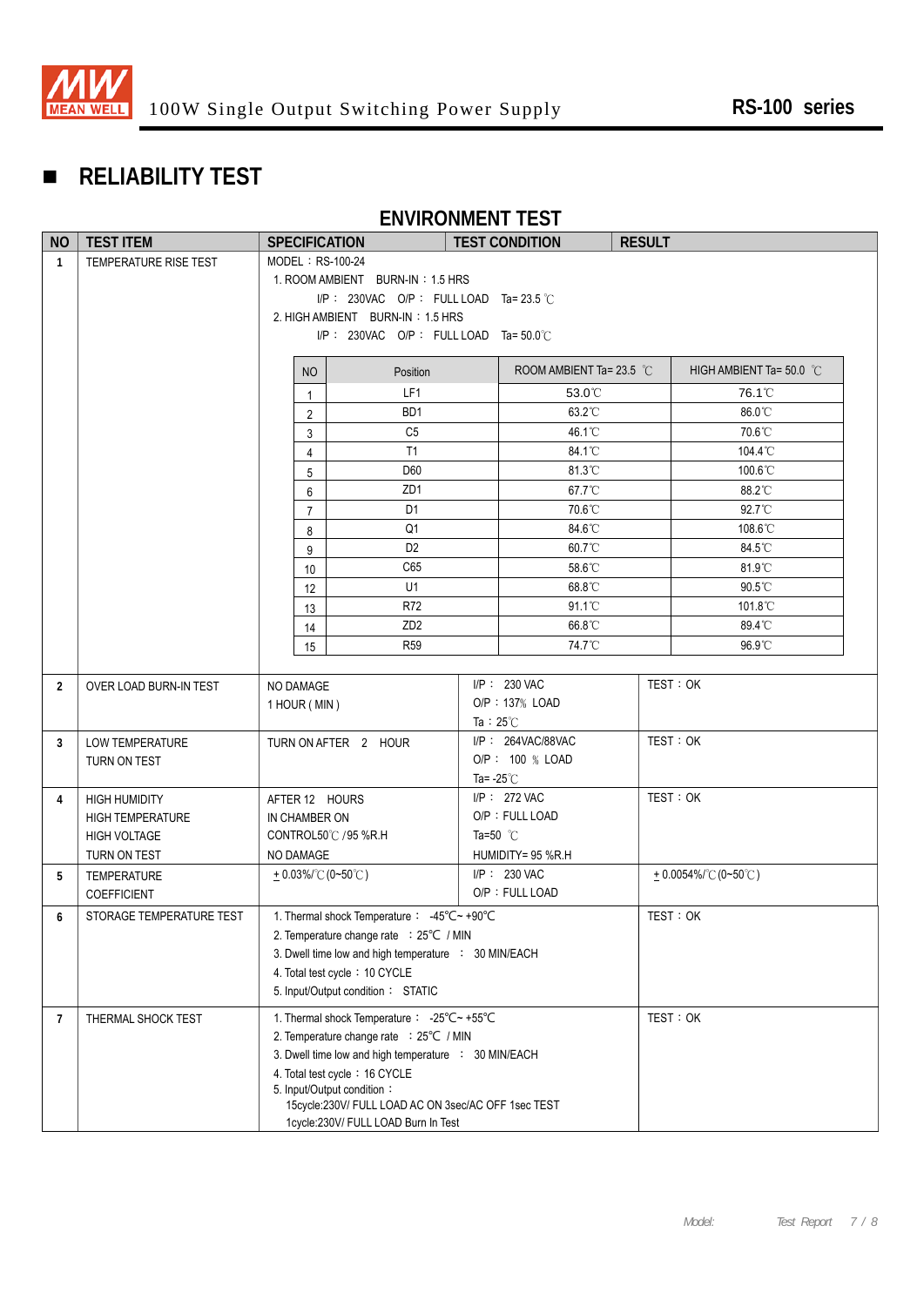## RELIABILITY TEST

### ENVIRONMENT TEST

| NO | TEST ITEM | SPECIFICATION | TEST CONDITION | RESULT |
|---|---|---|---|---|
| 1 | TEMPERATURE RISE TEST | MODEL：RS-100-24<br>1. ROOM AMBIENT BURN-IN：1.5 HRS<br>I/P： 230VAC O/P： FULL LOAD Ta= 23.5 ℃<br>2. HIGH AMBIENT BURN-IN：1.5 HRS<br>I/P： 230VAC O/P： FULL LOAD Ta= 50.0℃ | | |

| NO | Position | ROOM AMBIENT Ta= 23.5 ℃ | HIGH AMBIENT Ta= 50.0 ℃ |
|---|---|---|---|
| 1 | LF1 | 53.0℃ | 76.1℃ |
| 2 | BD1 | 63.2℃ | 86.0℃ |
| 3 | C5 | 46.1℃ | 70.6℃ |
| 4 | T1 | 84.1℃ | 104.4℃ |
| 5 | D60 | 81.3℃ | 100.6℃ |
| 6 | ZD1 | 67.7℃ | 88.2℃ |
| 7 | D1 | 70.6℃ | 92.7℃ |
| 8 | Q1 | 84.6℃ | 108.6℃ |
| 9 | D2 | 60.7℃ | 84.5℃ |
| 10 | C65 | 58.6℃ | 81.9℃ |
| 12 | U1 | 68.8℃ | 90.5℃ |
| 13 | R72 | 91.1℃ | 101.8℃ |
| 14 | ZD2 | 66.8℃ | 89.4℃ |
| 15 | R59 | 74.7℃ | 96.9℃ |

| NO | TEST ITEM | SPECIFICATION | TEST CONDITION | RESULT |
|---|---|---|---|---|
| 2 | OVER LOAD BURN-IN TEST | NO DAMAGE<br>1 HOUR ( MIN ) | I/P： 230 VAC<br>O/P：137% LOAD<br>Ta：25℃ | TEST：OK |
| 3 | LOW TEMPERATURE TURN ON TEST | TURN ON AFTER 2 HOUR | I/P： 264VAC/88VAC<br>O/P： 100 ％ LOAD<br>Ta= -25℃ | TEST：OK |
| 4 | HIGH HUMIDITY HIGH TEMPERATURE HIGH VOLTAGE TURN ON TEST | AFTER 12 HOURS IN CHAMBER ON CONTROL50℃ / 95 %R.H NO DAMAGE | I/P： 272 VAC<br>O/P：FULL LOAD<br>Ta=50 ℃<br>HUMIDITY= 95 %R.H | TEST：OK |
| 5 | TEMPERATURE COEFFICIENT | ± 0.03%/℃ (0~50℃) | I/P： 230 VAC<br>O/P：FULL LOAD | ± 0.0054%/℃ (0~50℃) |
| 6 | STORAGE TEMPERATURE TEST | 1. Thermal shock Temperature： -45℃~ +90℃<br>2. Temperature change rate ：25℃ / MIN<br>3. Dwell time low and high temperature ： 30 MIN/EACH<br>4. Total test cycle：10 CYCLE<br>5. Input/Output condition： STATIC | | TEST：OK |
| 7 | THERMAL SHOCK TEST | 1. Thermal shock Temperature： -25℃~ +55℃<br>2. Temperature change rate ：25℃ / MIN<br>3. Dwell time low and high temperature ： 30 MIN/EACH<br>4. Total test cycle：16 CYCLE<br>5. Input/Output condition：<br>15cycle:230V/ FULL LOAD AC ON 3sec/AC OFF 1sec TEST<br>1cycle:230V/ FULL LOAD Burn In Test | | TEST：OK |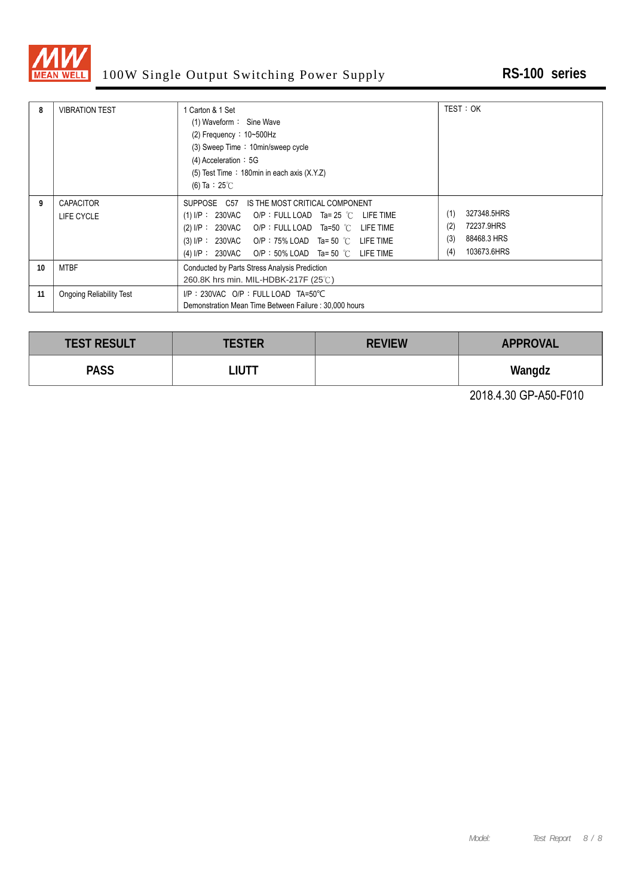| | | | |
|---|---|---|---|
| 8 | VIBRATION TEST | 1 Carton & 1 Set<br>(1) Waveform： Sine Wave<br>(2) Frequency：10~500Hz<br>(3) Sweep Time：10min/sweep cycle<br>(4) Acceleration：5G<br>(5) Test Time：180min in each axis (X.Y.Z)<br>(6) Ta：25℃ | TEST：OK |
| 9 | CAPACITOR LIFE CYCLE | SUPPOSE C57 IS THE MOST CRITICAL COMPONENT<br>(1) I/P： 230VAC O/P：FULL LOAD Ta= 25 ℃ LIFE TIME<br>(2) I/P： 230VAC O/P：FULL LOAD Ta=50 ℃ LIFE TIME<br>(3) I/P： 230VAC O/P：75% LOAD Ta= 50 ℃ LIFE TIME<br>(4) I/P： 230VAC O/P：50% LOAD Ta= 50 ℃ LIFE TIME | (1) 327348.5HRS<br>(2) 72237.9HRS<br>(3) 88468.3 HRS<br>(4) 103673.6HRS |
| 10 | MTBF | Conducted by Parts Stress Analysis Prediction<br>260.8K hrs min. MIL-HDBK-217F (25℃) | |
| 11 | Ongoing Reliability Test | I/P：230VAC O/P：FULL LOAD TA=50℃<br>Demonstration Mean Time Between Failure : 30,000 hours | |

| TEST RESULT | TESTER | REVIEW | APPROVAL |
|---|---|---|---|
| PASS | LIUTT | | Wangdz |

2018.4.30 GP-A50-F010